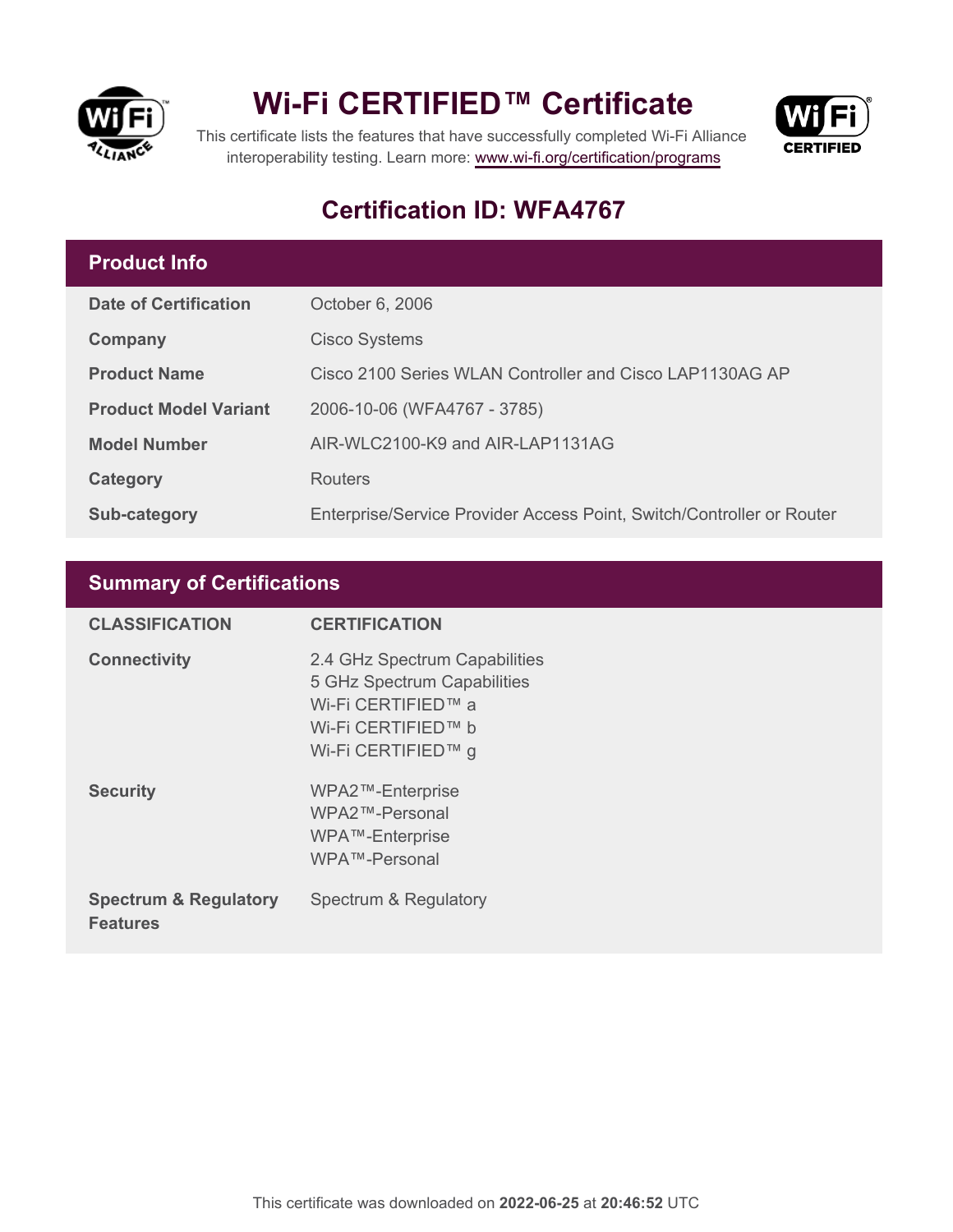# Wi-Fi CERTIFIED™ Certificate

This certificate lists the features that have successfully completed Wi-Fi Alliance interoperability testing. Learn more: www.wi-fi.org/certification/programs

## Certification ID: WFA4767

## Product Info

| | |
|---|---|
| **Date of Certification** | October 6, 2006 |
| **Company** | Cisco Systems |
| **Product Name** | Cisco 2100 Series WLAN Controller and Cisco LAP1130AG AP |
| **Product Model Variant** | 2006-10-06 (WFA4767 - 3785) |
| **Model Number** | AIR-WLC2100-K9 and AIR-LAP1131AG |
| **Category** | Routers |
| **Sub-category** | Enterprise/Service Provider Access Point, Switch/Controller or Router |

## Summary of Certifications

| CLASSIFICATION | CERTIFICATION |
|---|---|
| **Connectivity** | 2.4 GHz Spectrum Capabilities<br>5 GHz Spectrum Capabilities<br>Wi-Fi CERTIFIED™ a<br>Wi-Fi CERTIFIED™ b<br>Wi-Fi CERTIFIED™ g |
| **Security** | WPA2™-Enterprise<br>WPA2™-Personal<br>WPA™-Enterprise<br>WPA™-Personal |
| **Spectrum & Regulatory Features** | Spectrum & Regulatory |

This certificate was downloaded on **2022-06-25** at **20:46:52** UTC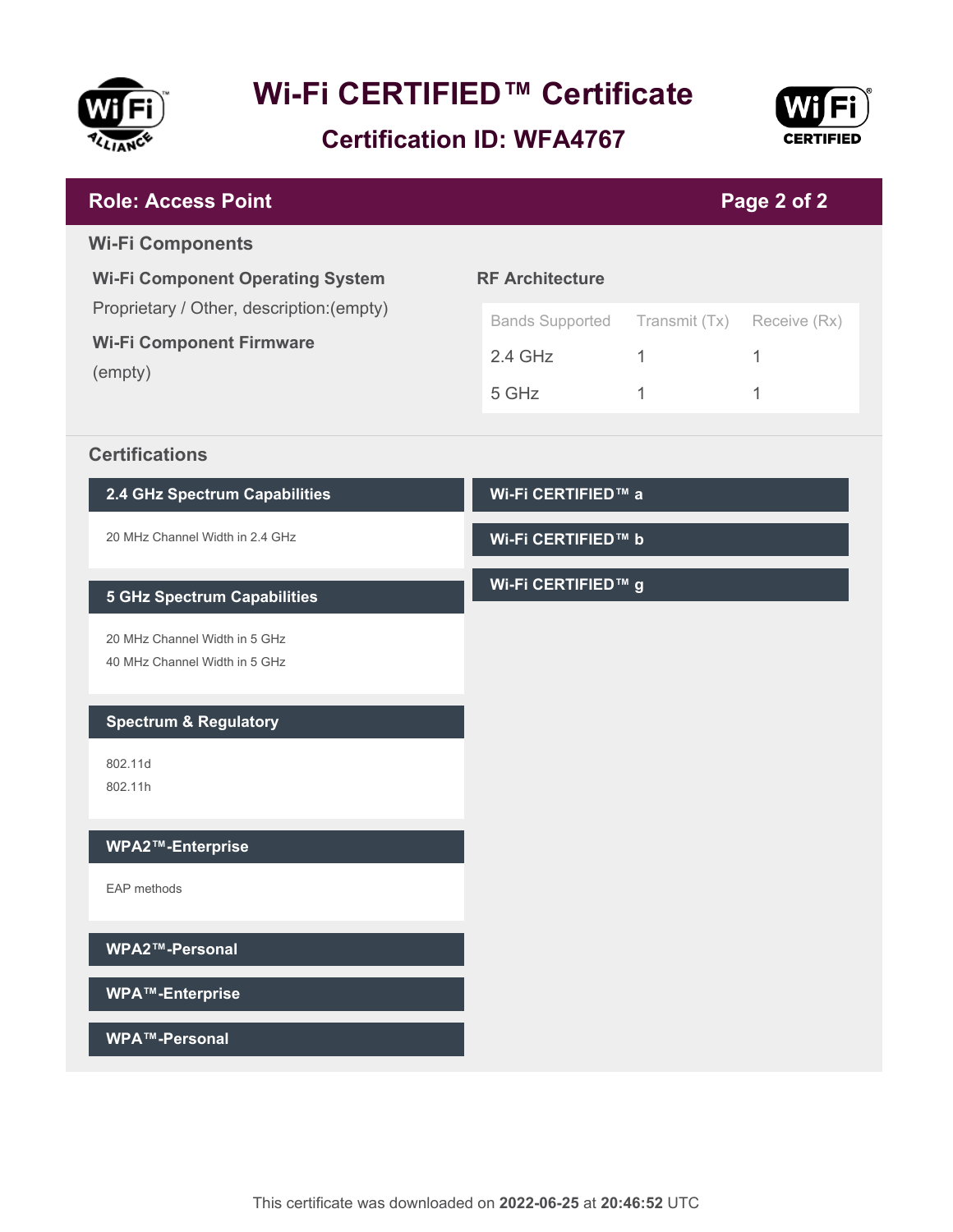# Wi-Fi CERTIFIED™ Certificate

## Certification ID: WFA4767

**Role: Access Point**

### Wi-Fi Components

**Wi-Fi Component Operating System**

Proprietary / Other, description:(empty)

**Wi-Fi Component Firmware**

(empty)

**RF Architecture**

| Bands Supported | Transmit (Tx) | Receive (Rx) |
| --- | --- | --- |
| 2.4 GHz | 1 | 1 |
| 5 GHz | 1 | 1 |

### Certifications

**2.4 GHz Spectrum Capabilities**

20 MHz Channel Width in 2.4 GHz

**5 GHz Spectrum Capabilities**

20 MHz Channel Width in 5 GHz
40 MHz Channel Width in 5 GHz

**Spectrum & Regulatory**

802.11d
802.11h

**WPA2™-Enterprise**

EAP methods

**WPA2™-Personal**

**WPA™-Enterprise**

**WPA™-Personal**

**Wi-Fi CERTIFIED™ a**

**Wi-Fi CERTIFIED™ b**

**Wi-Fi CERTIFIED™ g**

This certificate was downloaded on **2022-06-25** at **20:46:52** UTC